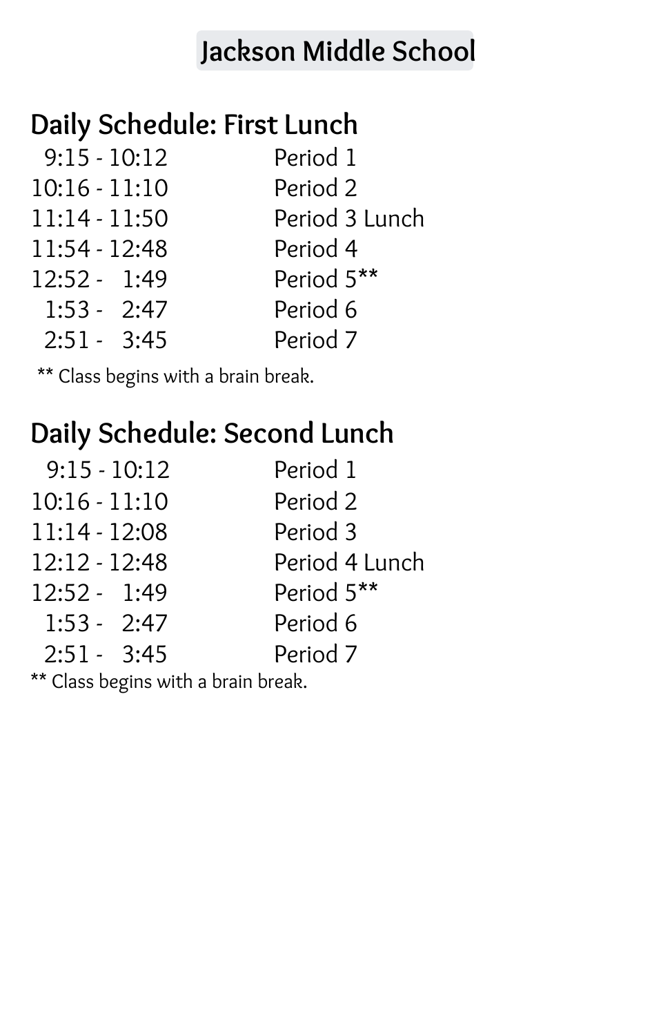# Jackson Middle School

## Daily Schedule: First Lunch

| | |
|---|---|
| 9:15 - 10:12 | Period 1 |
| 10:16 - 11:10 | Period 2 |
| 11:14 - 11:50 | Period 3 Lunch |
| 11:54 - 12:48 | Period 4 |
| 12:52 - 1:49 | Period 5** |
| 1:53 - 2:47 | Period 6 |
| 2:51 - 3:45 | Period 7 |

** Class begins with a brain break.

## Daily Schedule: Second Lunch

| | |
|---|---|
| 9:15 - 10:12 | Period 1 |
| 10:16 - 11:10 | Period 2 |
| 11:14 - 12:08 | Period 3 |
| 12:12 - 12:48 | Period 4 Lunch |
| 12:52 - 1:49 | Period 5** |
| 1:53 - 2:47 | Period 6 |
| 2:51 - 3:45 | Period 7 |

** Class begins with a brain break.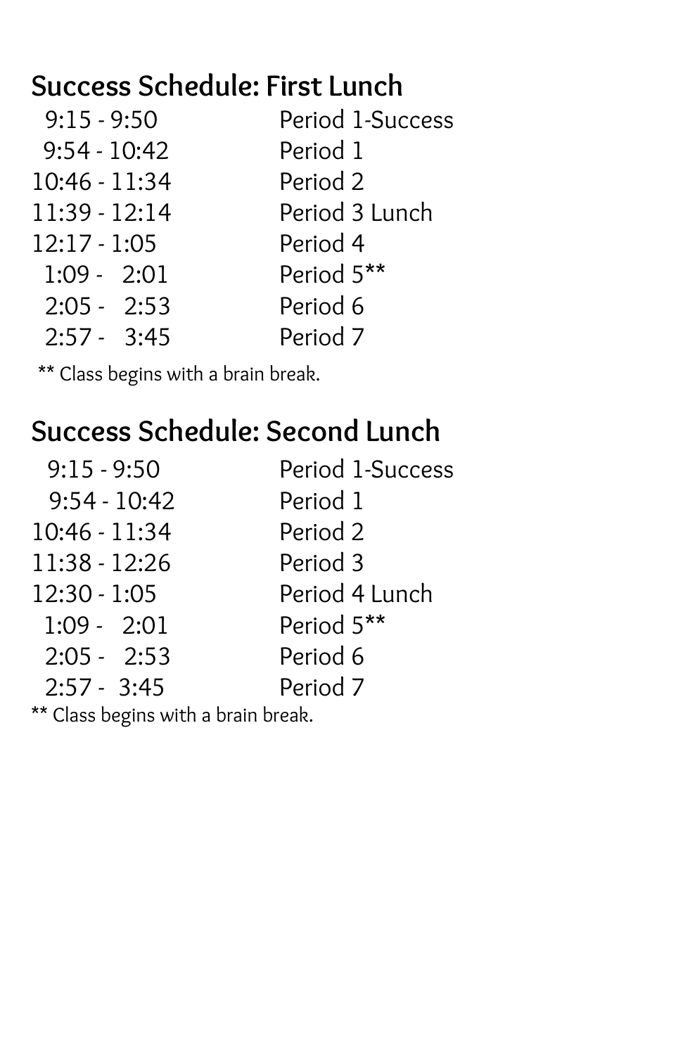## Success Schedule: First Lunch

| | |
|---|---|
| 9:15 - 9:50 | Period 1-Success |
| 9:54 - 10:42 | Period 1 |
| 10:46 - 11:34 | Period 2 |
| 11:39 - 12:14 | Period 3 Lunch |
| 12:17 - 1:05 | Period 4 |
| 1:09 - 2:01 | Period 5** |
| 2:05 - 2:53 | Period 6 |
| 2:57 - 3:45 | Period 7 |

** Class begins with a brain break.

## Success Schedule: Second Lunch

| | |
|---|---|
| 9:15 - 9:50 | Period 1-Success |
| 9:54 - 10:42 | Period 1 |
| 10:46 - 11:34 | Period 2 |
| 11:38 - 12:26 | Period 3 |
| 12:30 - 1:05 | Period 4 Lunch |
| 1:09 - 2:01 | Period 5** |
| 2:05 - 2:53 | Period 6 |
| 2:57 - 3:45 | Period 7 |

** Class begins with a brain break.